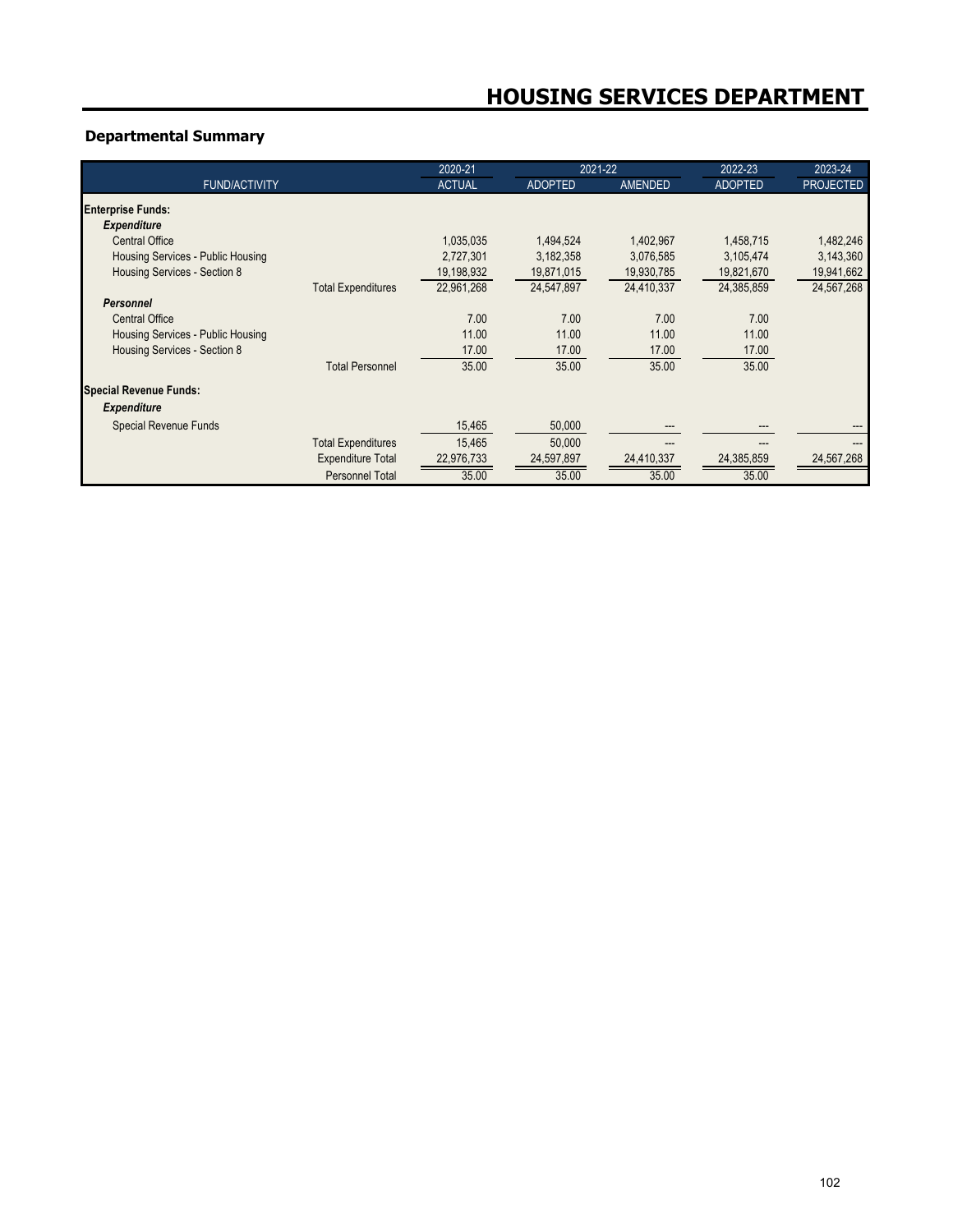# HOUSING SERVICES DEPARTMENT

## Departmental Summary

| FUND/ACTIVITY | | 2020-21 ACTUAL | 2021-22 ADOPTED | 2021-22 AMENDED | 2022-23 ADOPTED | 2023-24 PROJECTED |
|---|---|---|---|---|---|---|
| **Enterprise Funds:** | | | | | | |
| ***Expenditure*** | | | | | | |
| Central Office | | 1,035,035 | 1,494,524 | 1,402,967 | 1,458,715 | 1,482,246 |
| Housing Services - Public Housing | | 2,727,301 | 3,182,358 | 3,076,585 | 3,105,474 | 3,143,360 |
| Housing Services - Section 8 | | 19,198,932 | 19,871,015 | 19,930,785 | 19,821,670 | 19,941,662 |
| | Total Expenditures | 22,961,268 | 24,547,897 | 24,410,337 | 24,385,859 | 24,567,268 |
| ***Personnel*** | | | | | | |
| Central Office | | 7.00 | 7.00 | 7.00 | 7.00 | |
| Housing Services - Public Housing | | 11.00 | 11.00 | 11.00 | 11.00 | |
| Housing Services - Section 8 | | 17.00 | 17.00 | 17.00 | 17.00 | |
| | Total Personnel | 35.00 | 35.00 | 35.00 | 35.00 | |
| **Special Revenue Funds:** | | | | | | |
| ***Expenditure*** | | | | | | |
| Special Revenue Funds | | 15,465 | 50,000 | --- | --- | --- |
| | Total Expenditures | 15,465 | 50,000 | --- | --- | --- |
| | Expenditure Total | 22,976,733 | 24,597,897 | 24,410,337 | 24,385,859 | 24,567,268 |
| | Personnel Total | 35.00 | 35.00 | 35.00 | 35.00 | |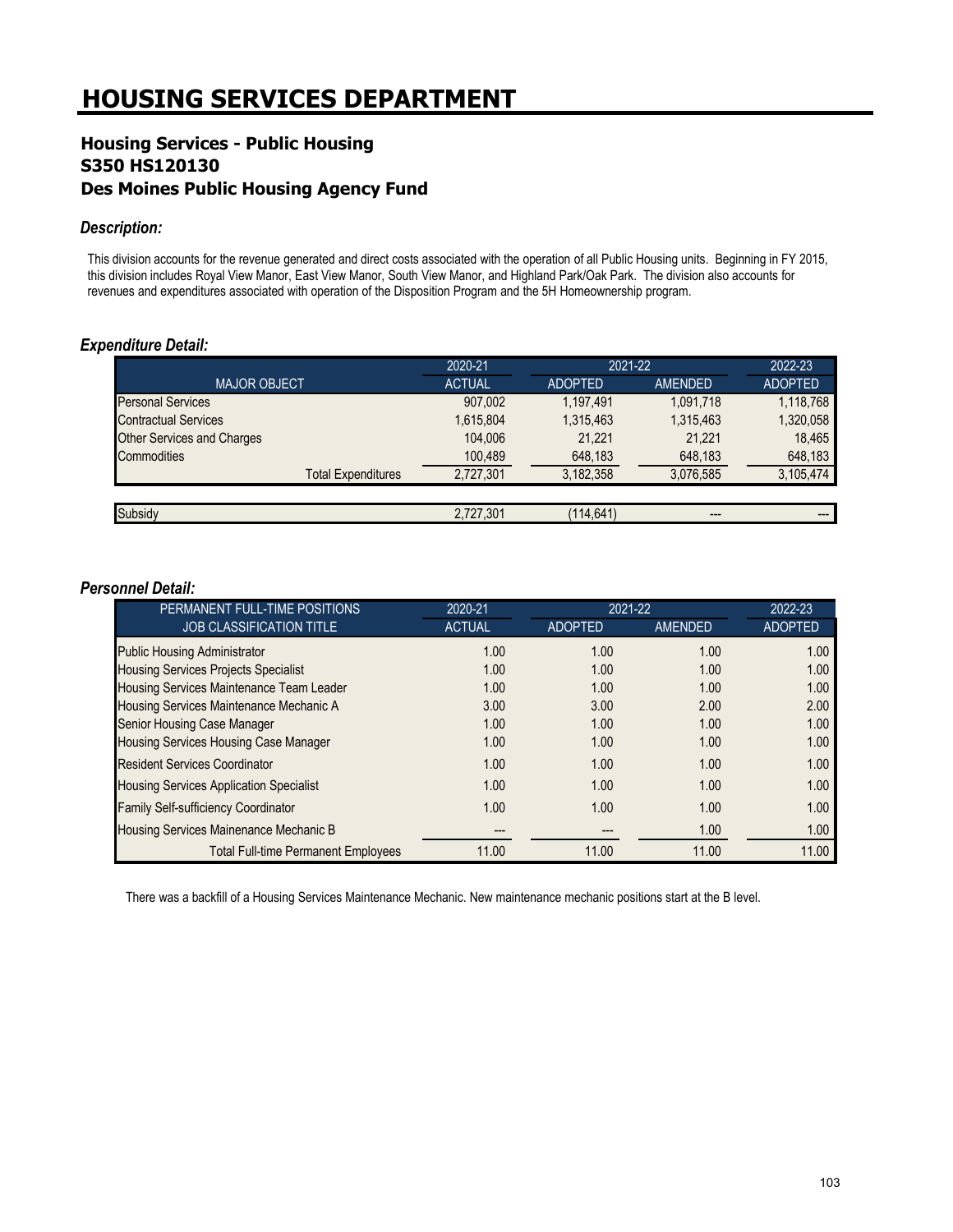# HOUSING SERVICES DEPARTMENT

## Housing Services - Public Housing
## S350 HS120130
## Des Moines Public Housing Agency Fund

### *Description:*

This division accounts for the revenue generated and direct costs associated with the operation of all Public Housing units. Beginning in FY 2015, this division includes Royal View Manor, East View Manor, South View Manor, and Highland Park/Oak Park. The division also accounts for revenues and expenditures associated with operation of the Disposition Program and the 5H Homeownership program.

### *Expenditure Detail:*

| | 2020-21 | 2021-22 | | 2022-23 |
|---|---|---|---|---|
| MAJOR OBJECT | ACTUAL | ADOPTED | AMENDED | ADOPTED |
| Personal Services | 907,002 | 1,197,491 | 1,091,718 | 1,118,768 |
| Contractual Services | 1,615,804 | 1,315,463 | 1,315,463 | 1,320,058 |
| Other Services and Charges | 104,006 | 21,221 | 21,221 | 18,465 |
| Commodities | 100,489 | 648,183 | 648,183 | 648,183 |
| Total Expenditures | 2,727,301 | 3,182,358 | 3,076,585 | 3,105,474 |
| | | | | |
| Subsidy | 2,727,301 | (114,641) | --- | --- |

### *Personnel Detail:*

| PERMANENT FULL-TIME POSITIONS | 2020-21 | 2021-22 | | 2022-23 |
|---|---|---|---|---|
| JOB CLASSIFICATION TITLE | ACTUAL | ADOPTED | AMENDED | ADOPTED |
| Public Housing Administrator | 1.00 | 1.00 | 1.00 | 1.00 |
| Housing Services Projects Specialist | 1.00 | 1.00 | 1.00 | 1.00 |
| Housing Services Maintenance Team Leader | 1.00 | 1.00 | 1.00 | 1.00 |
| Housing Services Maintenance Mechanic A | 3.00 | 3.00 | 2.00 | 2.00 |
| Senior Housing Case Manager | 1.00 | 1.00 | 1.00 | 1.00 |
| Housing Services Housing Case Manager | 1.00 | 1.00 | 1.00 | 1.00 |
| Resident Services Coordinator | 1.00 | 1.00 | 1.00 | 1.00 |
| Housing Services Application Specialist | 1.00 | 1.00 | 1.00 | 1.00 |
| Family Self-sufficiency Coordinator | 1.00 | 1.00 | 1.00 | 1.00 |
| Housing Services Mainenance Mechanic B | --- | --- | 1.00 | 1.00 |
| Total Full-time Permanent Employees | 11.00 | 11.00 | 11.00 | 11.00 |

There was a backfill of a Housing Services Maintenance Mechanic. New maintenance mechanic positions start at the B level.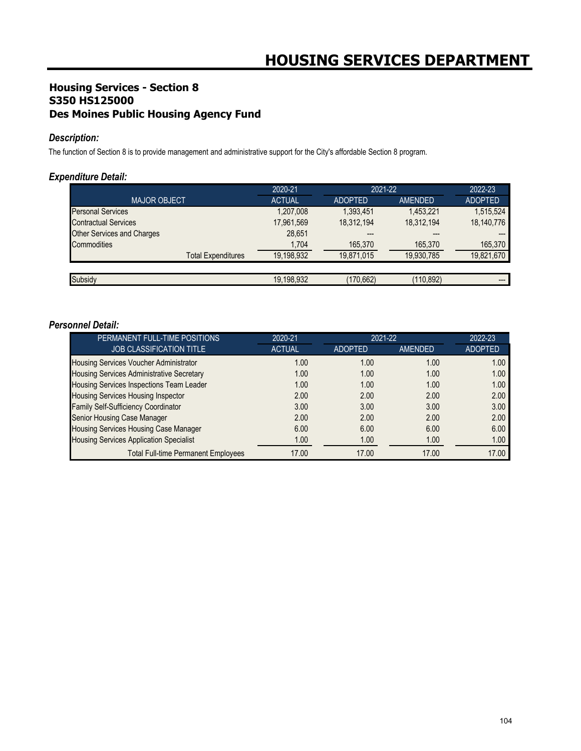# HOUSING SERVICES DEPARTMENT

## Housing Services - Section 8
## S350 HS125000
## Des Moines Public Housing Agency Fund

### *Description:*

The function of Section 8 is to provide management and administrative support for the City's affordable Section 8 program.

### *Expenditure Detail:*

| | 2020-21 | 2021-22 | | 2022-23 |
|---|---|---|---|---|
| MAJOR OBJECT | ACTUAL | ADOPTED | AMENDED | ADOPTED |
| Personal Services | 1,207,008 | 1,393,451 | 1,453,221 | 1,515,524 |
| Contractual Services | 17,961,569 | 18,312,194 | 18,312,194 | 18,140,776 |
| Other Services and Charges | 28,651 | --- | --- | --- |
| Commodities | 1,704 | 165,370 | 165,370 | 165,370 |
| Total Expenditures | 19,198,932 | 19,871,015 | 19,930,785 | 19,821,670 |
| | | | | |
| Subsidy | 19,198,932 | (170,662) | (110,892) | --- |

### *Personnel Detail:*

| PERMANENT FULL-TIME POSITIONS | 2020-21 | 2021-22 | | 2022-23 |
|---|---|---|---|---|
| JOB CLASSIFICATION TITLE | ACTUAL | ADOPTED | AMENDED | ADOPTED |
| Housing Services Voucher Administrator | 1.00 | 1.00 | 1.00 | 1.00 |
| Housing Services Administrative Secretary | 1.00 | 1.00 | 1.00 | 1.00 |
| Housing Services Inspections Team Leader | 1.00 | 1.00 | 1.00 | 1.00 |
| Housing Services Housing Inspector | 2.00 | 2.00 | 2.00 | 2.00 |
| Family Self-Sufficiency Coordinator | 3.00 | 3.00 | 3.00 | 3.00 |
| Senior Housing Case Manager | 2.00 | 2.00 | 2.00 | 2.00 |
| Housing Services Housing Case Manager | 6.00 | 6.00 | 6.00 | 6.00 |
| Housing Services Application Specialist | 1.00 | 1.00 | 1.00 | 1.00 |
| Total Full-time Permanent Employees | 17.00 | 17.00 | 17.00 | 17.00 |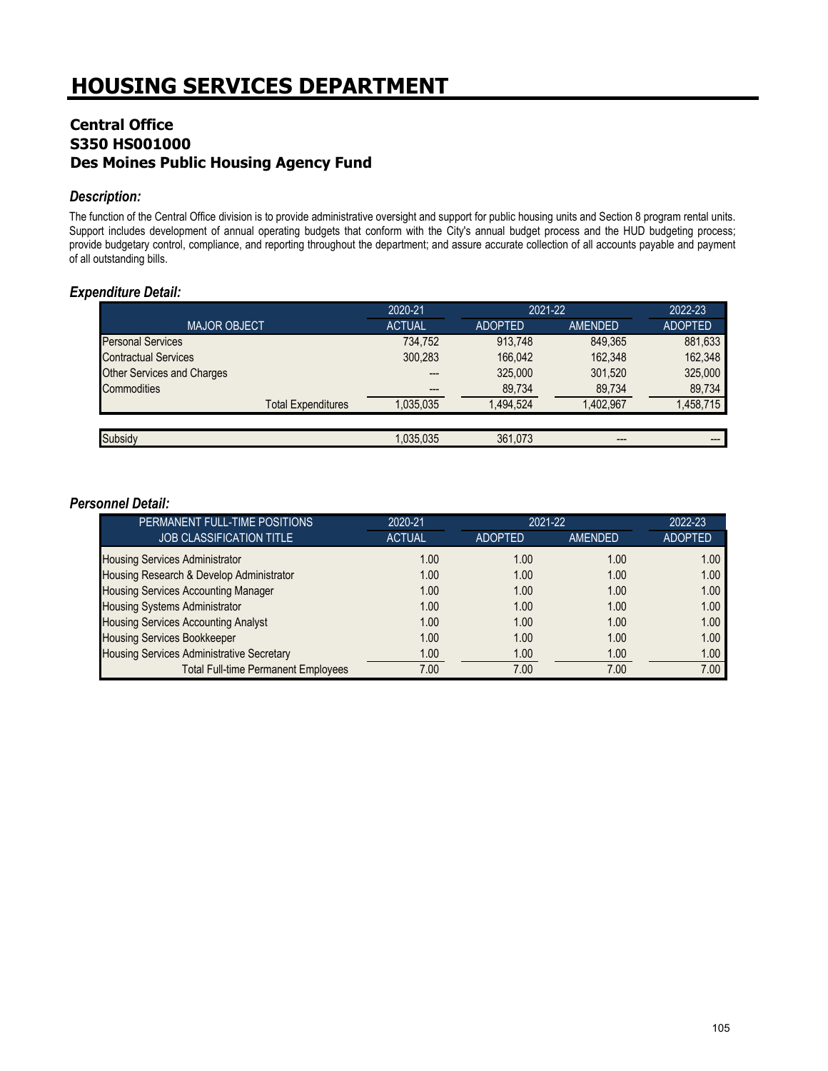# HOUSING SERVICES DEPARTMENT

### Central Office
### S350 HS001000
### Des Moines Public Housing Agency Fund

***Description:***

The function of the Central Office division is to provide administrative oversight and support for public housing units and Section 8 program rental units. Support includes development of annual operating budgets that conform with the City's annual budget process and the HUD budgeting process; provide budgetary control, compliance, and reporting throughout the department; and assure accurate collection of all accounts payable and payment of all outstanding bills.

***Expenditure Detail:***

| | 2020-21 | 2021-22 | | 2022-23 |
|---|---|---|---|---|
| MAJOR OBJECT | ACTUAL | ADOPTED | AMENDED | ADOPTED |
| Personal Services | 734,752 | 913,748 | 849,365 | 881,633 |
| Contractual Services | 300,283 | 166,042 | 162,348 | 162,348 |
| Other Services and Charges | --- | 325,000 | 301,520 | 325,000 |
| Commodities | --- | 89,734 | 89,734 | 89,734 |
| Total Expenditures | 1,035,035 | 1,494,524 | 1,402,967 | 1,458,715 |
| | | | | |
| Subsidy | 1,035,035 | 361,073 | --- | --- |

***Personnel Detail:***

| PERMANENT FULL-TIME POSITIONS | 2020-21 | 2021-22 | | 2022-23 |
|---|---|---|---|---|
| JOB CLASSIFICATION TITLE | ACTUAL | ADOPTED | AMENDED | ADOPTED |
| Housing Services Administrator | 1.00 | 1.00 | 1.00 | 1.00 |
| Housing Research & Develop Administrator | 1.00 | 1.00 | 1.00 | 1.00 |
| Housing Services Accounting Manager | 1.00 | 1.00 | 1.00 | 1.00 |
| Housing Systems Administrator | 1.00 | 1.00 | 1.00 | 1.00 |
| Housing Services Accounting Analyst | 1.00 | 1.00 | 1.00 | 1.00 |
| Housing Services Bookkeeper | 1.00 | 1.00 | 1.00 | 1.00 |
| Housing Services Administrative Secretary | 1.00 | 1.00 | 1.00 | 1.00 |
| Total Full-time Permanent Employees | 7.00 | 7.00 | 7.00 | 7.00 |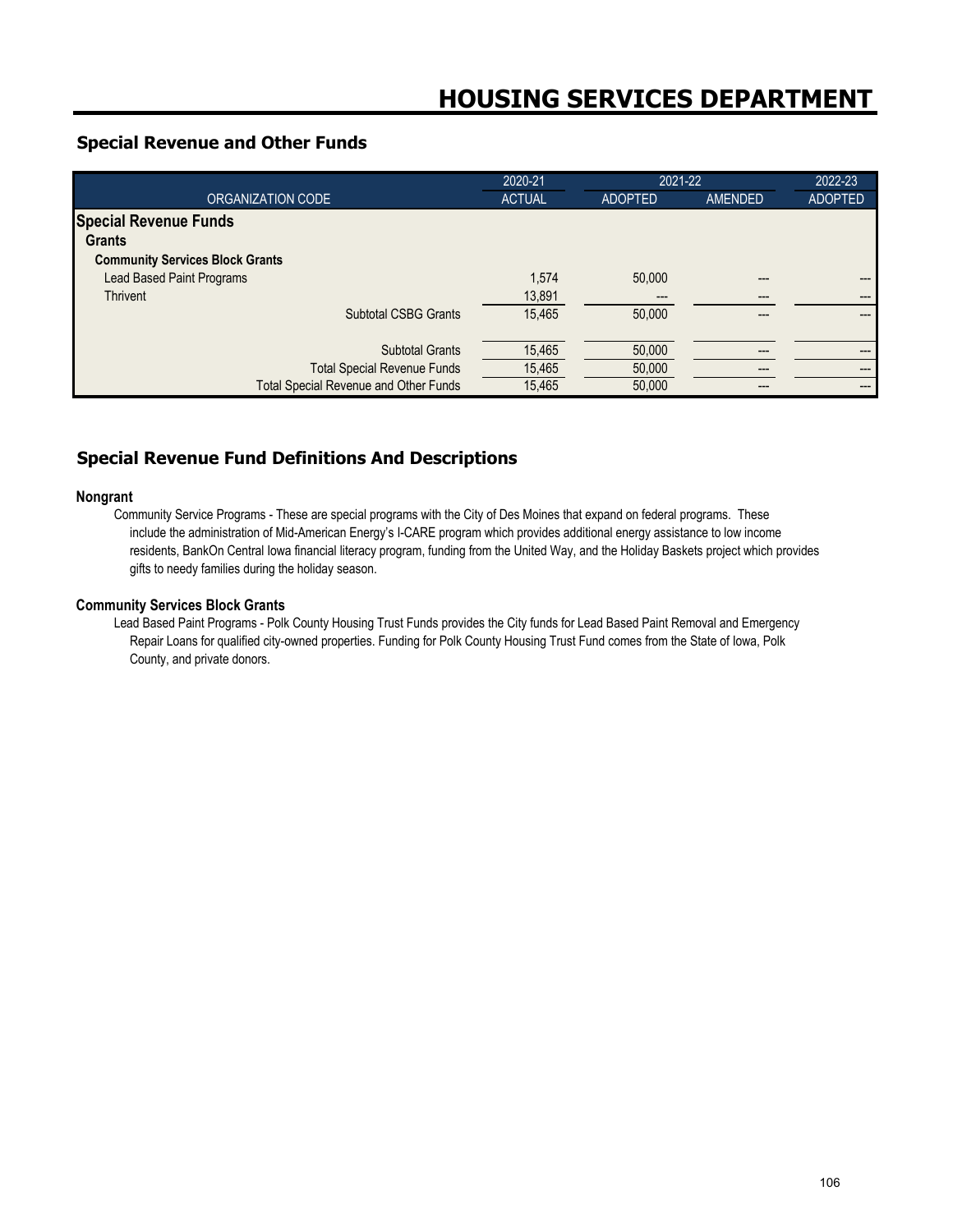# HOUSING SERVICES DEPARTMENT

## Special Revenue and Other Funds

| ORGANIZATION CODE | 2020-21 ACTUAL | 2021-22 ADOPTED | 2021-22 AMENDED | 2022-23 ADOPTED |
|---|---|---|---|---|
| **Special Revenue Funds** | | | | |
| **Grants** | | | | |
| **Community Services Block Grants** | | | | |
| Lead Based Paint Programs | 1,574 | 50,000 | --- | --- |
| Thrivent | 13,891 | --- | --- | --- |
| Subtotal CSBG Grants | 15,465 | 50,000 | --- | --- |
| Subtotal Grants | 15,465 | 50,000 | --- | --- |
| Total Special Revenue Funds | 15,465 | 50,000 | --- | --- |
| Total Special Revenue and Other Funds | 15,465 | 50,000 | --- | --- |

## Special Revenue Fund Definitions And Descriptions

**Nongrant**

Community Service Programs - These are special programs with the City of Des Moines that expand on federal programs. These include the administration of Mid-American Energy's I-CARE program which provides additional energy assistance to low income residents, BankOn Central Iowa financial literacy program, funding from the United Way, and the Holiday Baskets project which provides gifts to needy families during the holiday season.

**Community Services Block Grants**

Lead Based Paint Programs - Polk County Housing Trust Funds provides the City funds for Lead Based Paint Removal and Emergency Repair Loans for qualified city-owned properties. Funding for Polk County Housing Trust Fund comes from the State of Iowa, Polk County, and private donors.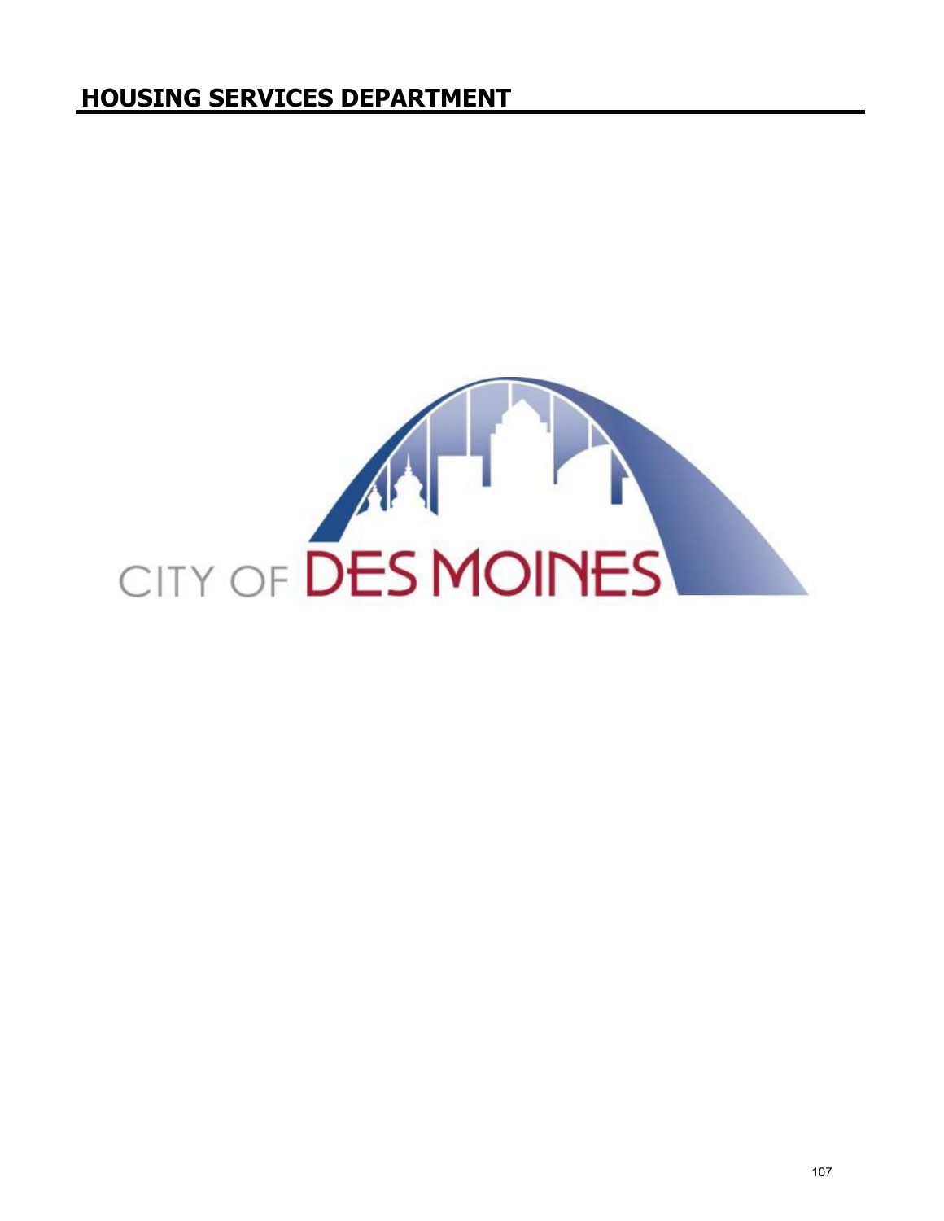## HOUSING SERVICES DEPARTMENT

CITY OF DES MOINES